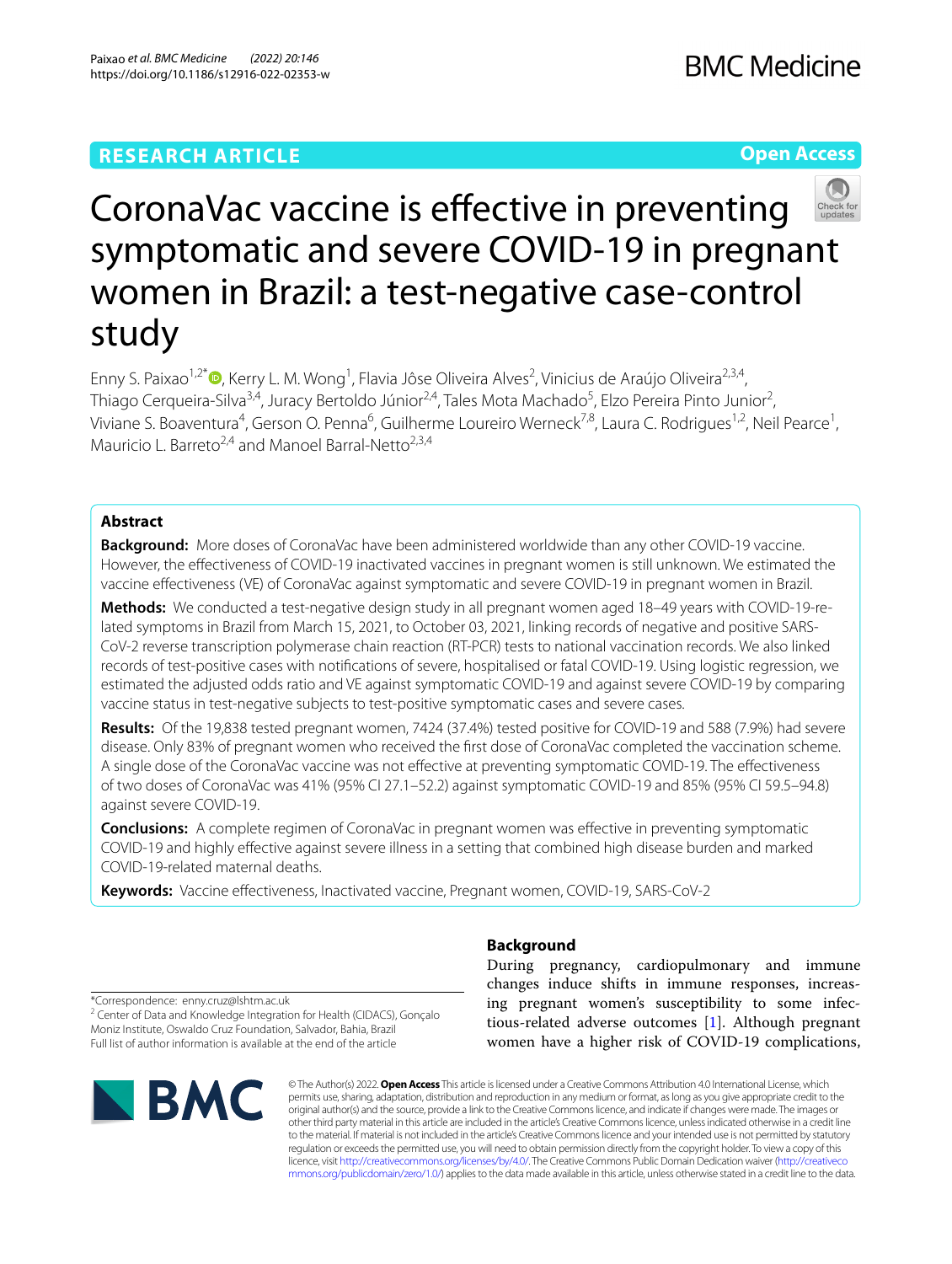RESEARCH ARTICLE

Open Access

# CoronaVac vaccine is effective in preventing symptomatic and severe COVID-19 in pregnant women in Brazil: a test-negative case-control study

Enny S. Paixao[1,2*], Kerry L. M. Wong[1], Flavia Jôse Oliveira Alves[2], Vinicius de Araújo Oliveira[2,3,4], Thiago Cerqueira-Silva[3,4], Juracy Bertoldo Júnior[2,4], Tales Mota Machado[5], Elzo Pereira Pinto Junior[2], Viviane S. Boaventura[4], Gerson O. Penna[6], Guilherme Loureiro Werneck[7,8], Laura C. Rodrigues[1,2], Neil Pearce[1], Mauricio L. Barreto[2,4] and Manoel Barral-Netto[2,3,4]

## Abstract

**Background:** More doses of CoronaVac have been administered worldwide than any other COVID-19 vaccine. However, the effectiveness of COVID-19 inactivated vaccines in pregnant women is still unknown. We estimated the vaccine effectiveness (VE) of CoronaVac against symptomatic and severe COVID-19 in pregnant women in Brazil.

**Methods:** We conducted a test-negative design study in all pregnant women aged 18–49 years with COVID-19-related symptoms in Brazil from March 15, 2021, to October 03, 2021, linking records of negative and positive SARS-CoV-2 reverse transcription polymerase chain reaction (RT-PCR) tests to national vaccination records. We also linked records of test-positive cases with notifications of severe, hospitalised or fatal COVID-19. Using logistic regression, we estimated the adjusted odds ratio and VE against symptomatic COVID-19 and against severe COVID-19 by comparing vaccine status in test-negative subjects to test-positive symptomatic cases and severe cases.

**Results:** Of the 19,838 tested pregnant women, 7424 (37.4%) tested positive for COVID-19 and 588 (7.9%) had severe disease. Only 83% of pregnant women who received the first dose of CoronaVac completed the vaccination scheme. A single dose of the CoronaVac vaccine was not effective at preventing symptomatic COVID-19. The effectiveness of two doses of CoronaVac was 41% (95% CI 27.1–52.2) against symptomatic COVID-19 and 85% (95% CI 59.5–94.8) against severe COVID-19.

**Conclusions:** A complete regimen of CoronaVac in pregnant women was effective in preventing symptomatic COVID-19 and highly effective against severe illness in a setting that combined high disease burden and marked COVID-19-related maternal deaths.

**Keywords:** Vaccine effectiveness, Inactivated vaccine, Pregnant women, COVID-19, SARS-CoV-2

*Correspondence: enny.cruz@lshtm.ac.uk
[2] Center of Data and Knowledge Integration for Health (CIDACS), Gonçalo Moniz Institute, Oswaldo Cruz Foundation, Salvador, Bahia, Brazil
Full list of author information is available at the end of the article

## Background

During pregnancy, cardiopulmonary and immune changes induce shifts in immune responses, increasing pregnant women's susceptibility to some infectious-related adverse outcomes [1]. Although pregnant women have a higher risk of COVID-19 complications,

© The Author(s) 2022. **Open Access** This article is licensed under a Creative Commons Attribution 4.0 International License, which permits use, sharing, adaptation, distribution and reproduction in any medium or format, as long as you give appropriate credit to the original author(s) and the source, provide a link to the Creative Commons licence, and indicate if changes were made. The images or other third party material in this article are included in the article's Creative Commons licence, unless indicated otherwise in a credit line to the material. If material is not included in the article's Creative Commons licence and your intended use is not permitted by statutory regulation or exceeds the permitted use, you will need to obtain permission directly from the copyright holder. To view a copy of this licence, visit http://creativecommons.org/licenses/by/4.0/. The Creative Commons Public Domain Dedication waiver (http://creativecommons.org/publicdomain/zero/1.0/) applies to the data made available in this article, unless otherwise stated in a credit line to the data.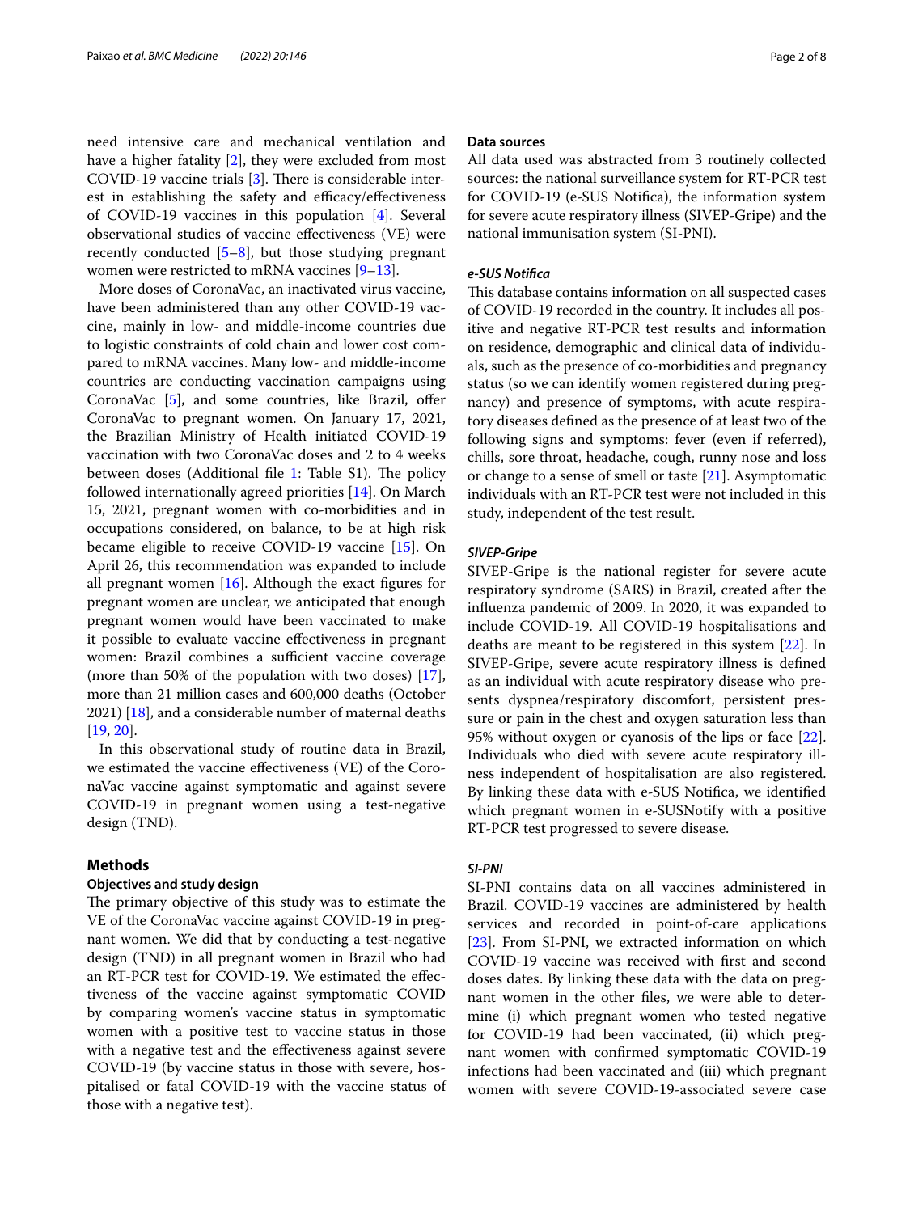need intensive care and mechanical ventilation and have a higher fatality [2], they were excluded from most COVID-19 vaccine trials [3]. There is considerable interest in establishing the safety and efficacy/effectiveness of COVID-19 vaccines in this population [4]. Several observational studies of vaccine effectiveness (VE) were recently conducted [5–8], but those studying pregnant women were restricted to mRNA vaccines [9–13].

More doses of CoronaVac, an inactivated virus vaccine, have been administered than any other COVID-19 vaccine, mainly in low- and middle-income countries due to logistic constraints of cold chain and lower cost compared to mRNA vaccines. Many low- and middle-income countries are conducting vaccination campaigns using CoronaVac [5], and some countries, like Brazil, offer CoronaVac to pregnant women. On January 17, 2021, the Brazilian Ministry of Health initiated COVID-19 vaccination with two CoronaVac doses and 2 to 4 weeks between doses (Additional file 1: Table S1). The policy followed internationally agreed priorities [14]. On March 15, 2021, pregnant women with co-morbidities and in occupations considered, on balance, to be at high risk became eligible to receive COVID-19 vaccine [15]. On April 26, this recommendation was expanded to include all pregnant women [16]. Although the exact figures for pregnant women are unclear, we anticipated that enough pregnant women would have been vaccinated to make it possible to evaluate vaccine effectiveness in pregnant women: Brazil combines a sufficient vaccine coverage (more than 50% of the population with two doses) [17], more than 21 million cases and 600,000 deaths (October 2021) [18], and a considerable number of maternal deaths [19, 20].

In this observational study of routine data in Brazil, we estimated the vaccine effectiveness (VE) of the CoronaVac vaccine against symptomatic and against severe COVID-19 in pregnant women using a test-negative design (TND).

## Methods

### Objectives and study design

The primary objective of this study was to estimate the VE of the CoronaVac vaccine against COVID-19 in pregnant women. We did that by conducting a test-negative design (TND) in all pregnant women in Brazil who had an RT-PCR test for COVID-19. We estimated the effectiveness of the vaccine against symptomatic COVID by comparing women's vaccine status in symptomatic women with a positive test to vaccine status in those with a negative test and the effectiveness against severe COVID-19 (by vaccine status in those with severe, hospitalised or fatal COVID-19 with the vaccine status of those with a negative test).

### Data sources

All data used was abstracted from 3 routinely collected sources: the national surveillance system for RT-PCR test for COVID-19 (e-SUS Notifica), the information system for severe acute respiratory illness (SIVEP-Gripe) and the national immunisation system (SI-PNI).

#### *e-SUS Notifica*

This database contains information on all suspected cases of COVID-19 recorded in the country. It includes all positive and negative RT-PCR test results and information on residence, demographic and clinical data of individuals, such as the presence of co-morbidities and pregnancy status (so we can identify women registered during pregnancy) and presence of symptoms, with acute respiratory diseases defined as the presence of at least two of the following signs and symptoms: fever (even if referred), chills, sore throat, headache, cough, runny nose and loss or change to a sense of smell or taste [21]. Asymptomatic individuals with an RT-PCR test were not included in this study, independent of the test result.

#### *SIVEP-Gripe*

SIVEP-Gripe is the national register for severe acute respiratory syndrome (SARS) in Brazil, created after the influenza pandemic of 2009. In 2020, it was expanded to include COVID-19. All COVID-19 hospitalisations and deaths are meant to be registered in this system [22]. In SIVEP-Gripe, severe acute respiratory illness is defined as an individual with acute respiratory disease who presents dyspnea/respiratory discomfort, persistent pressure or pain in the chest and oxygen saturation less than 95% without oxygen or cyanosis of the lips or face [22]. Individuals who died with severe acute respiratory illness independent of hospitalisation are also registered. By linking these data with e-SUS Notifica, we identified which pregnant women in e-SUSNotify with a positive RT-PCR test progressed to severe disease.

#### *SI-PNI*

SI-PNI contains data on all vaccines administered in Brazil. COVID-19 vaccines are administered by health services and recorded in point-of-care applications [23]. From SI-PNI, we extracted information on which COVID-19 vaccine was received with first and second doses dates. By linking these data with the data on pregnant women in the other files, we were able to determine (i) which pregnant women who tested negative for COVID-19 had been vaccinated, (ii) which pregnant women with confirmed symptomatic COVID-19 infections had been vaccinated and (iii) which pregnant women with severe COVID-19-associated severe case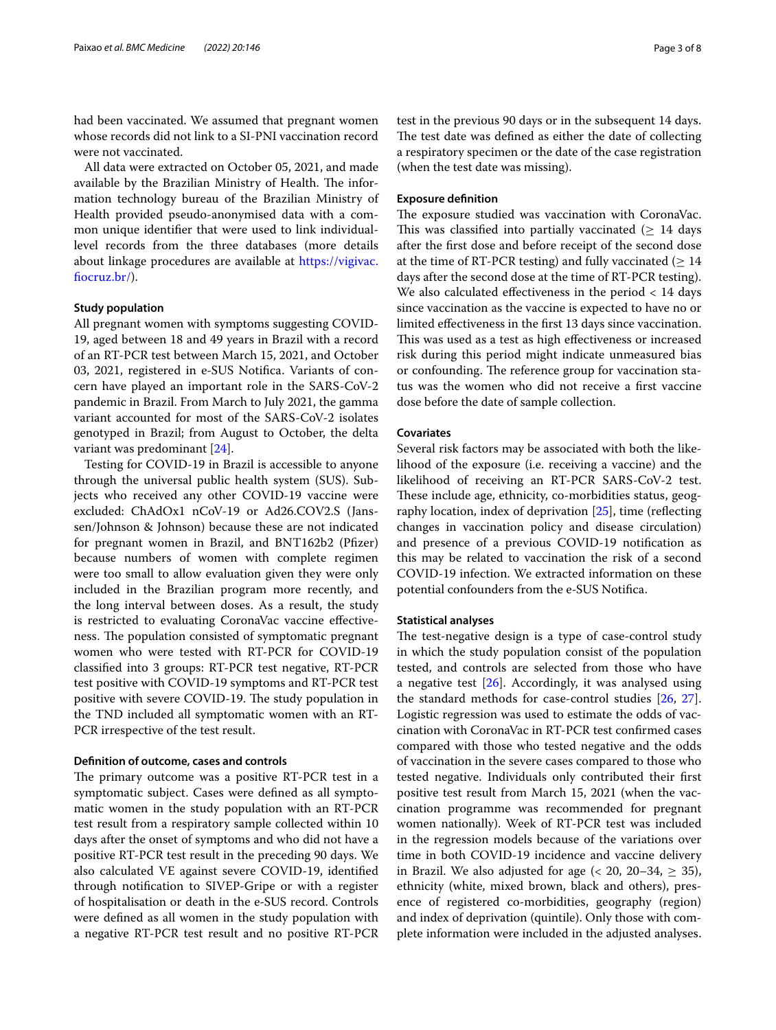had been vaccinated. We assumed that pregnant women whose records did not link to a SI-PNI vaccination record were not vaccinated.

All data were extracted on October 05, 2021, and made available by the Brazilian Ministry of Health. The information technology bureau of the Brazilian Ministry of Health provided pseudo-anonymised data with a common unique identifier that were used to link individual-level records from the three databases (more details about linkage procedures are available at https://vigivac.fiocruz.br/).

### Study population

All pregnant women with symptoms suggesting COVID-19, aged between 18 and 49 years in Brazil with a record of an RT-PCR test between March 15, 2021, and October 03, 2021, registered in e-SUS Notifica. Variants of concern have played an important role in the SARS-CoV-2 pandemic in Brazil. From March to July 2021, the gamma variant accounted for most of the SARS-CoV-2 isolates genotyped in Brazil; from August to October, the delta variant was predominant [24].

Testing for COVID-19 in Brazil is accessible to anyone through the universal public health system (SUS). Subjects who received any other COVID-19 vaccine were excluded: ChAdOx1 nCoV-19 or Ad26.COV2.S (Janssen/Johnson & Johnson) because these are not indicated for pregnant women in Brazil, and BNT162b2 (Pfizer) because numbers of women with complete regimen were too small to allow evaluation given they were only included in the Brazilian program more recently, and the long interval between doses. As a result, the study is restricted to evaluating CoronaVac vaccine effectiveness. The population consisted of symptomatic pregnant women who were tested with RT-PCR for COVID-19 classified into 3 groups: RT-PCR test negative, RT-PCR test positive with COVID-19 symptoms and RT-PCR test positive with severe COVID-19. The study population in the TND included all symptomatic women with an RT-PCR irrespective of the test result.

### Definition of outcome, cases and controls

The primary outcome was a positive RT-PCR test in a symptomatic subject. Cases were defined as all symptomatic women in the study population with an RT-PCR test result from a respiratory sample collected within 10 days after the onset of symptoms and who did not have a positive RT-PCR test result in the preceding 90 days. We also calculated VE against severe COVID-19, identified through notification to SIVEP-Gripe or with a register of hospitalisation or death in the e-SUS record. Controls were defined as all women in the study population with a negative RT-PCR test result and no positive RT-PCR test in the previous 90 days or in the subsequent 14 days. The test date was defined as either the date of collecting a respiratory specimen or the date of the case registration (when the test date was missing).

### Exposure definition

The exposure studied was vaccination with CoronaVac. This was classified into partially vaccinated ($\geq$ 14 days after the first dose and before receipt of the second dose at the time of RT-PCR testing) and fully vaccinated ($\geq$ 14 days after the second dose at the time of RT-PCR testing). We also calculated effectiveness in the period $<$ 14 days since vaccination as the vaccine is expected to have no or limited effectiveness in the first 13 days since vaccination. This was used as a test as high effectiveness or increased risk during this period might indicate unmeasured bias or confounding. The reference group for vaccination status was the women who did not receive a first vaccine dose before the date of sample collection.

### Covariates

Several risk factors may be associated with both the likelihood of the exposure (i.e. receiving a vaccine) and the likelihood of receiving an RT-PCR SARS-CoV-2 test. These include age, ethnicity, co-morbidities status, geography location, index of deprivation [25], time (reflecting changes in vaccination policy and disease circulation) and presence of a previous COVID-19 notification as this may be related to vaccination the risk of a second COVID-19 infection. We extracted information on these potential confounders from the e-SUS Notifica.

### Statistical analyses

The test-negative design is a type of case-control study in which the study population consist of the population tested, and controls are selected from those who have a negative test [26]. Accordingly, it was analysed using the standard methods for case-control studies [26, 27]. Logistic regression was used to estimate the odds of vaccination with CoronaVac in RT-PCR test confirmed cases compared with those who tested negative and the odds of vaccination in the severe cases compared to those who tested negative. Individuals only contributed their first positive test result from March 15, 2021 (when the vaccination programme was recommended for pregnant women nationally). Week of RT-PCR test was included in the regression models because of the variations over time in both COVID-19 incidence and vaccine delivery in Brazil. We also adjusted for age ($<$ 20, 20–34, $\geq$ 35), ethnicity (white, mixed brown, black and others), presence of registered co-morbidities, geography (region) and index of deprivation (quintile). Only those with complete information were included in the adjusted analyses.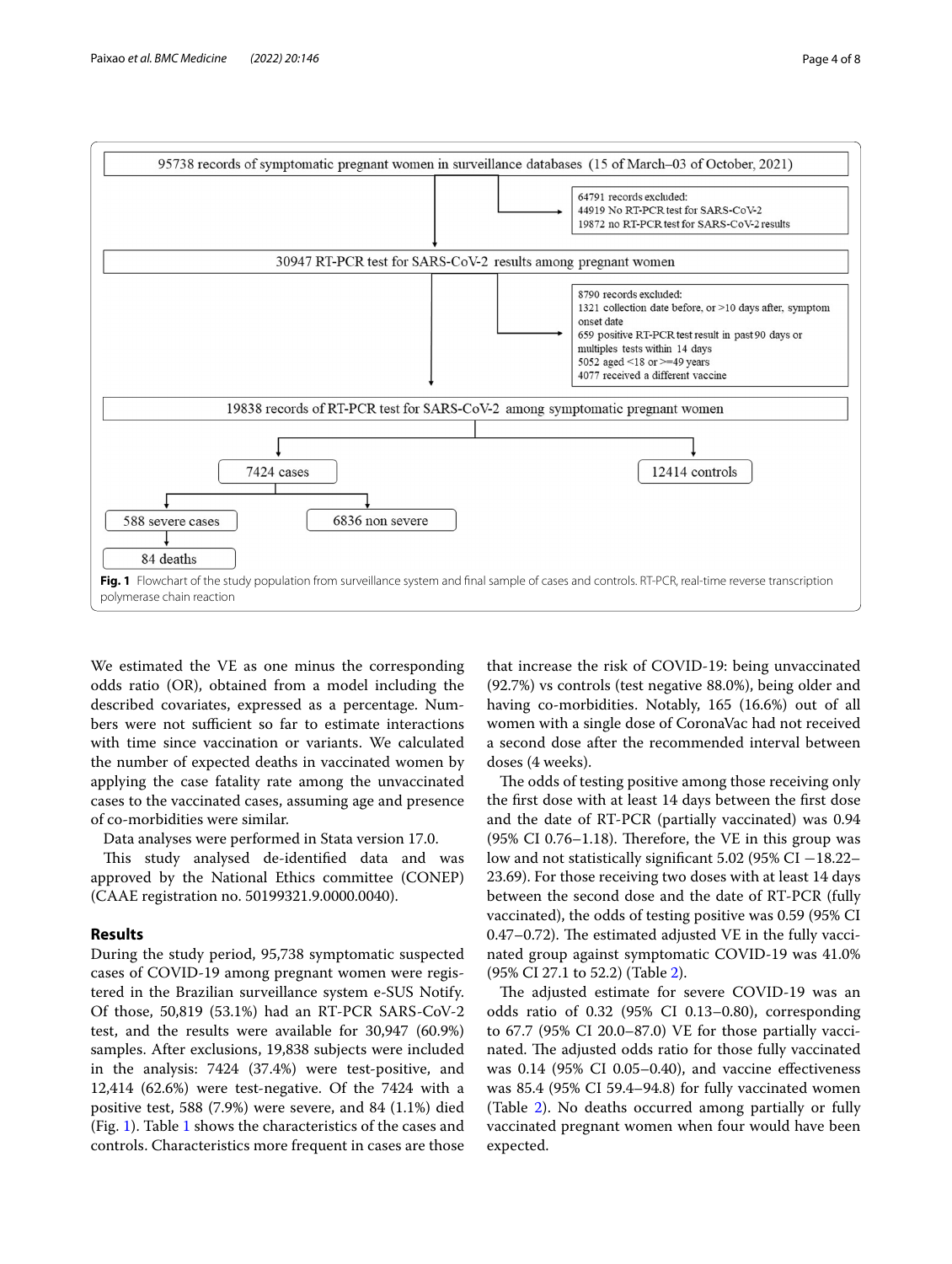95738 records of symptomatic pregnant women in surveillance databases (15 of March–03 of October, 2021)

64791 records excluded:
44919 No RT-PCR test for SARS-CoV-2
19872 no RT-PCR test for SARS-CoV-2 results

30947 RT-PCR test for SARS-CoV-2 results among pregnant women

8790 records excluded:
1321 collection date before, or >10 days after, symptom onset date
659 positive RT-PCR test result in past 90 days or multiples tests within 14 days
5052 aged <18 or >=49 years
4077 received a different vaccine

19838 records of RT-PCR test for SARS-CoV-2 among symptomatic pregnant women

7424 cases

12414 controls

588 severe cases

6836 non severe

84 deaths

**Fig. 1** Flowchart of the study population from surveillance system and final sample of cases and controls. RT-PCR, real-time reverse transcription polymerase chain reaction

We estimated the VE as one minus the corresponding odds ratio (OR), obtained from a model including the described covariates, expressed as a percentage. Numbers were not sufficient so far to estimate interactions with time since vaccination or variants. We calculated the number of expected deaths in vaccinated women by applying the case fatality rate among the unvaccinated cases to the vaccinated cases, assuming age and presence of co-morbidities were similar.

Data analyses were performed in Stata version 17.0.

This study analysed de-identified data and was approved by the National Ethics committee (CONEP) (CAAE registration no. 50199321.9.0000.0040).

## Results

During the study period, 95,738 symptomatic suspected cases of COVID-19 among pregnant women were registered in the Brazilian surveillance system e-SUS Notify. Of those, 50,819 (53.1%) had an RT-PCR SARS-CoV-2 test, and the results were available for 30,947 (60.9%) samples. After exclusions, 19,838 subjects were included in the analysis: 7424 (37.4%) were test-positive, and 12,414 (62.6%) were test-negative. Of the 7424 with a positive test, 588 (7.9%) were severe, and 84 (1.1%) died (Fig. 1). Table 1 shows the characteristics of the cases and controls. Characteristics more frequent in cases are those that increase the risk of COVID-19: being unvaccinated (92.7%) vs controls (test negative 88.0%), being older and having co-morbidities. Notably, 165 (16.6%) out of all women with a single dose of CoronaVac had not received a second dose after the recommended interval between doses (4 weeks).

The odds of testing positive among those receiving only the first dose with at least 14 days between the first dose and the date of RT-PCR (partially vaccinated) was 0.94 (95% CI 0.76–1.18). Therefore, the VE in this group was low and not statistically significant 5.02 (95% CI −18.22–23.69). For those receiving two doses with at least 14 days between the second dose and the date of RT-PCR (fully vaccinated), the odds of testing positive was 0.59 (95% CI 0.47–0.72). The estimated adjusted VE in the fully vaccinated group against symptomatic COVID-19 was 41.0% (95% CI 27.1 to 52.2) (Table 2).

The adjusted estimate for severe COVID-19 was an odds ratio of 0.32 (95% CI 0.13–0.80), corresponding to 67.7 (95% CI 20.0–87.0) VE for those partially vaccinated. The adjusted odds ratio for those fully vaccinated was 0.14 (95% CI 0.05–0.40), and vaccine effectiveness was 85.4 (95% CI 59.4–94.8) for fully vaccinated women (Table 2). No deaths occurred among partially or fully vaccinated pregnant women when four would have been expected.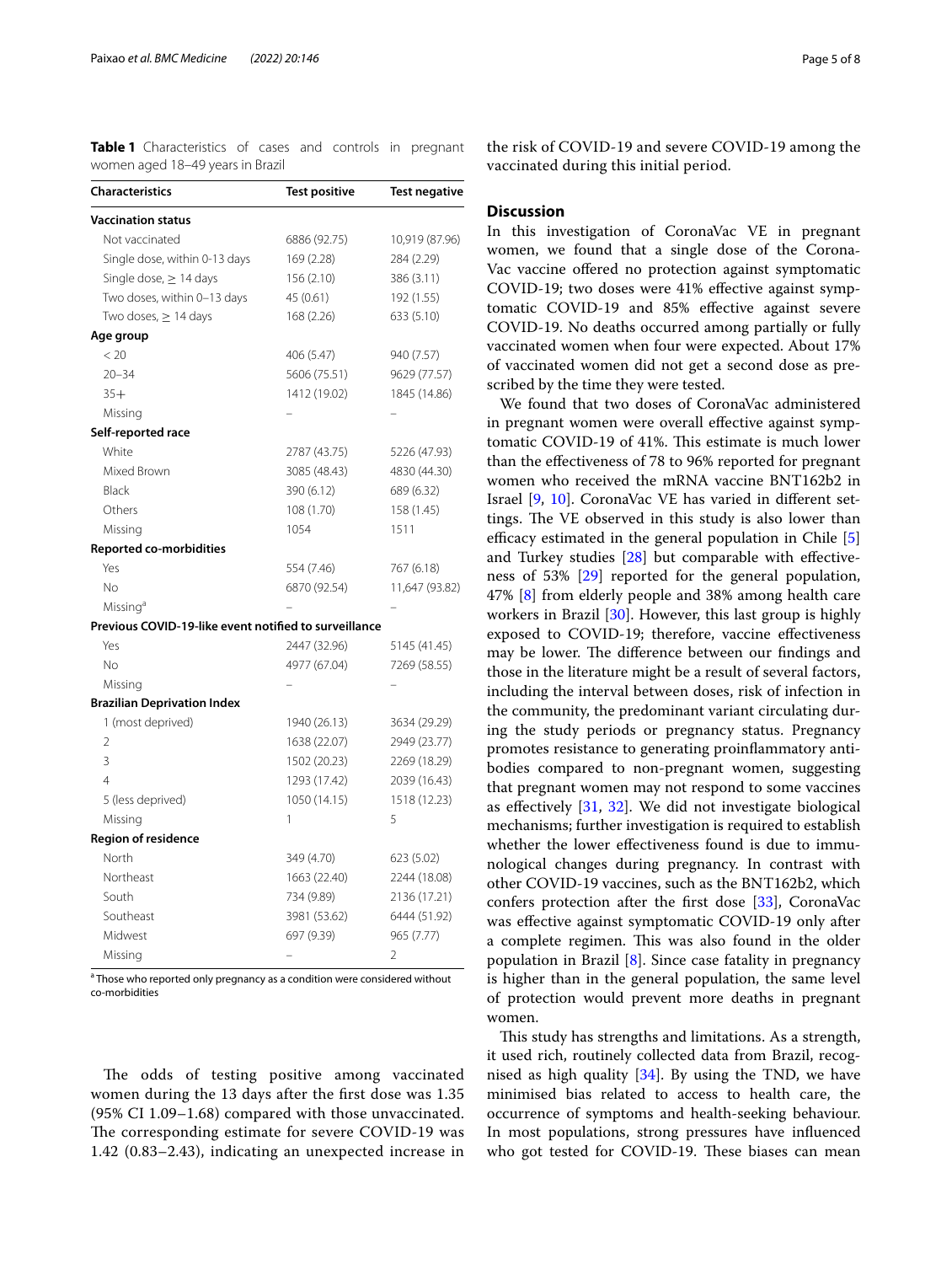**Table 1** Characteristics of cases and controls in pregnant women aged 18–49 years in Brazil

| Characteristics | Test positive | Test negative |
|---|---|---|
| **Vaccination status** | | |
| Not vaccinated | 6886 (92.75) | 10,919 (87.96) |
| Single dose, within 0-13 days | 169 (2.28) | 284 (2.29) |
| Single dose, ≥ 14 days | 156 (2.10) | 386 (3.11) |
| Two doses, within 0–13 days | 45 (0.61) | 192 (1.55) |
| Two doses, ≥ 14 days | 168 (2.26) | 633 (5.10) |
| **Age group** | | |
| < 20 | 406 (5.47) | 940 (7.57) |
| 20–34 | 5606 (75.51) | 9629 (77.57) |
| 35+ | 1412 (19.02) | 1845 (14.86) |
| Missing | – | – |
| **Self-reported race** | | |
| White | 2787 (43.75) | 5226 (47.93) |
| Mixed Brown | 3085 (48.43) | 4830 (44.30) |
| Black | 390 (6.12) | 689 (6.32) |
| Others | 108 (1.70) | 158 (1.45) |
| Missing | 1054 | 1511 |
| **Reported co-morbidities** | | |
| Yes | 554 (7.46) | 767 (6.18) |
| No | 6870 (92.54) | 11,647 (93.82) |
| Missing[a] | – | – |
| **Previous COVID-19-like event notified to surveillance** | | |
| Yes | 2447 (32.96) | 5145 (41.45) |
| No | 4977 (67.04) | 7269 (58.55) |
| Missing | – | – |
| **Brazilian Deprivation Index** | | |
| 1 (most deprived) | 1940 (26.13) | 3634 (29.29) |
| 2 | 1638 (22.07) | 2949 (23.77) |
| 3 | 1502 (20.23) | 2269 (18.29) |
| 4 | 1293 (17.42) | 2039 (16.43) |
| 5 (less deprived) | 1050 (14.15) | 1518 (12.23) |
| Missing | 1 | 5 |
| **Region of residence** | | |
| North | 349 (4.70) | 623 (5.02) |
| Northeast | 1663 (22.40) | 2244 (18.08) |
| South | 734 (9.89) | 2136 (17.21) |
| Southeast | 3981 (53.62) | 6444 (51.92) |
| Midwest | 697 (9.39) | 965 (7.77) |
| Missing | – | 2 |

[a] Those who reported only pregnancy as a condition were considered without co-morbidities

The odds of testing positive among vaccinated women during the 13 days after the first dose was 1.35 (95% CI 1.09–1.68) compared with those unvaccinated. The corresponding estimate for severe COVID-19 was 1.42 (0.83–2.43), indicating an unexpected increase in the risk of COVID-19 and severe COVID-19 among the vaccinated during this initial period.

## Discussion

In this investigation of CoronaVac VE in pregnant women, we found that a single dose of the CoronaVac vaccine offered no protection against symptomatic COVID-19; two doses were 41% effective against symptomatic COVID-19 and 85% effective against severe COVID-19. No deaths occurred among partially or fully vaccinated women when four were expected. About 17% of vaccinated women did not get a second dose as prescribed by the time they were tested.

We found that two doses of CoronaVac administered in pregnant women were overall effective against symptomatic COVID-19 of 41%. This estimate is much lower than the effectiveness of 78 to 96% reported for pregnant women who received the mRNA vaccine BNT162b2 in Israel [9, 10]. CoronaVac VE has varied in different settings. The VE observed in this study is also lower than efficacy estimated in the general population in Chile [5] and Turkey studies [28] but comparable with effectiveness of 53% [29] reported for the general population, 47% [8] from elderly people and 38% among health care workers in Brazil [30]. However, this last group is highly exposed to COVID-19; therefore, vaccine effectiveness may be lower. The difference between our findings and those in the literature might be a result of several factors, including the interval between doses, risk of infection in the community, the predominant variant circulating during the study periods or pregnancy status. Pregnancy promotes resistance to generating proinflammatory antibodies compared to non-pregnant women, suggesting that pregnant women may not respond to some vaccines as effectively [31, 32]. We did not investigate biological mechanisms; further investigation is required to establish whether the lower effectiveness found is due to immunological changes during pregnancy. In contrast with other COVID-19 vaccines, such as the BNT162b2, which confers protection after the first dose [33], CoronaVac was effective against symptomatic COVID-19 only after a complete regimen. This was also found in the older population in Brazil [8]. Since case fatality in pregnancy is higher than in the general population, the same level of protection would prevent more deaths in pregnant women.

This study has strengths and limitations. As a strength, it used rich, routinely collected data from Brazil, recognised as high quality [34]. By using the TND, we have minimised bias related to access to health care, the occurrence of symptoms and health-seeking behaviour. In most populations, strong pressures have influenced who got tested for COVID-19. These biases can mean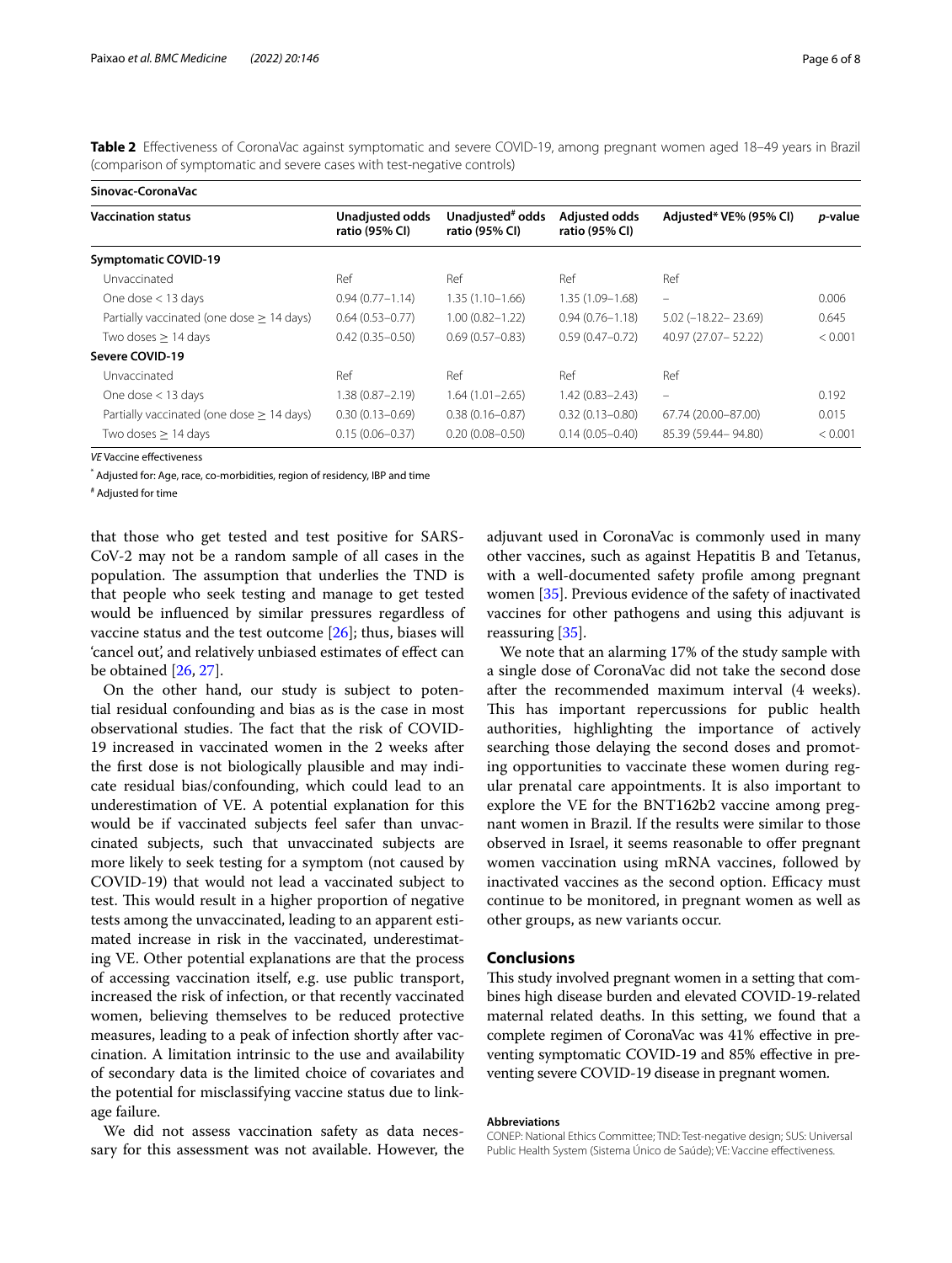**Table 2** Effectiveness of CoronaVac against symptomatic and severe COVID-19, among pregnant women aged 18–49 years in Brazil (comparison of symptomatic and severe cases with test-negative controls)

| Sinovac-CoronaVac | | | | | |
|---|---|---|---|---|---|
| **Vaccination status** | **Unadjusted odds ratio (95% CI)** | **Unadjusted[#] odds ratio (95% CI)** | **Adjusted odds ratio (95% CI)** | **Adjusted* VE% (95% CI)** | ***p*-value** |
| **Symptomatic COVID-19** | | | | | |
| Unvaccinated | Ref | Ref | Ref | Ref | |
| One dose < 13 days | 0.94 (0.77–1.14) | 1.35 (1.10–1.66) | 1.35 (1.09–1.68) | – | 0.006 |
| Partially vaccinated (one dose ≥ 14 days) | 0.64 (0.53–0.77) | 1.00 (0.82–1.22) | 0.94 (0.76–1.18) | 5.02 (−18.22– 23.69) | 0.645 |
| Two doses ≥ 14 days | 0.42 (0.35–0.50) | 0.69 (0.57–0.83) | 0.59 (0.47–0.72) | 40.97 (27.07– 52.22) | < 0.001 |
| **Severe COVID-19** | | | | | |
| Unvaccinated | Ref | Ref | Ref | Ref | |
| One dose < 13 days | 1.38 (0.87–2.19) | 1.64 (1.01–2.65) | 1.42 (0.83–2.43) | – | 0.192 |
| Partially vaccinated (one dose ≥ 14 days) | 0.30 (0.13–0.69) | 0.38 (0.16–0.87) | 0.32 (0.13–0.80) | 67.74 (20.00–87.00) | 0.015 |
| Two doses ≥ 14 days | 0.15 (0.06–0.37) | 0.20 (0.08–0.50) | 0.14 (0.05–0.40) | 85.39 (59.44– 94.80) | < 0.001 |

*VE* Vaccine effectiveness

[*] Adjusted for: Age, race, co-morbidities, region of residency, IBP and time

[#] Adjusted for time

that those who get tested and test positive for SARS-CoV-2 may not be a random sample of all cases in the population. The assumption that underlies the TND is that people who seek testing and manage to get tested would be influenced by similar pressures regardless of vaccine status and the test outcome [26]; thus, biases will 'cancel out', and relatively unbiased estimates of effect can be obtained [26, 27].

On the other hand, our study is subject to potential residual confounding and bias as is the case in most observational studies. The fact that the risk of COVID-19 increased in vaccinated women in the 2 weeks after the first dose is not biologically plausible and may indicate residual bias/confounding, which could lead to an underestimation of VE. A potential explanation for this would be if vaccinated subjects feel safer than unvaccinated subjects, such that unvaccinated subjects are more likely to seek testing for a symptom (not caused by COVID-19) that would not lead a vaccinated subject to test. This would result in a higher proportion of negative tests among the unvaccinated, leading to an apparent estimated increase in risk in the vaccinated, underestimating VE. Other potential explanations are that the process of accessing vaccination itself, e.g. use public transport, increased the risk of infection, or that recently vaccinated women, believing themselves to be reduced protective measures, leading to a peak of infection shortly after vaccination. A limitation intrinsic to the use and availability of secondary data is the limited choice of covariates and the potential for misclassifying vaccine status due to linkage failure.

We did not assess vaccination safety as data necessary for this assessment was not available. However, the adjuvant used in CoronaVac is commonly used in many other vaccines, such as against Hepatitis B and Tetanus, with a well-documented safety profile among pregnant women [35]. Previous evidence of the safety of inactivated vaccines for other pathogens and using this adjuvant is reassuring [35].

We note that an alarming 17% of the study sample with a single dose of CoronaVac did not take the second dose after the recommended maximum interval (4 weeks). This has important repercussions for public health authorities, highlighting the importance of actively searching those delaying the second doses and promoting opportunities to vaccinate these women during regular prenatal care appointments. It is also important to explore the VE for the BNT162b2 vaccine among pregnant women in Brazil. If the results were similar to those observed in Israel, it seems reasonable to offer pregnant women vaccination using mRNA vaccines, followed by inactivated vaccines as the second option. Efficacy must continue to be monitored, in pregnant women as well as other groups, as new variants occur.

## Conclusions

This study involved pregnant women in a setting that combines high disease burden and elevated COVID-19-related maternal related deaths. In this setting, we found that a complete regimen of CoronaVac was 41% effective in preventing symptomatic COVID-19 and 85% effective in preventing severe COVID-19 disease in pregnant women.

#### Abbreviations

CONEP: National Ethics Committee; TND: Test-negative design; SUS: Universal Public Health System (Sistema Único de Saúde); VE: Vaccine effectiveness.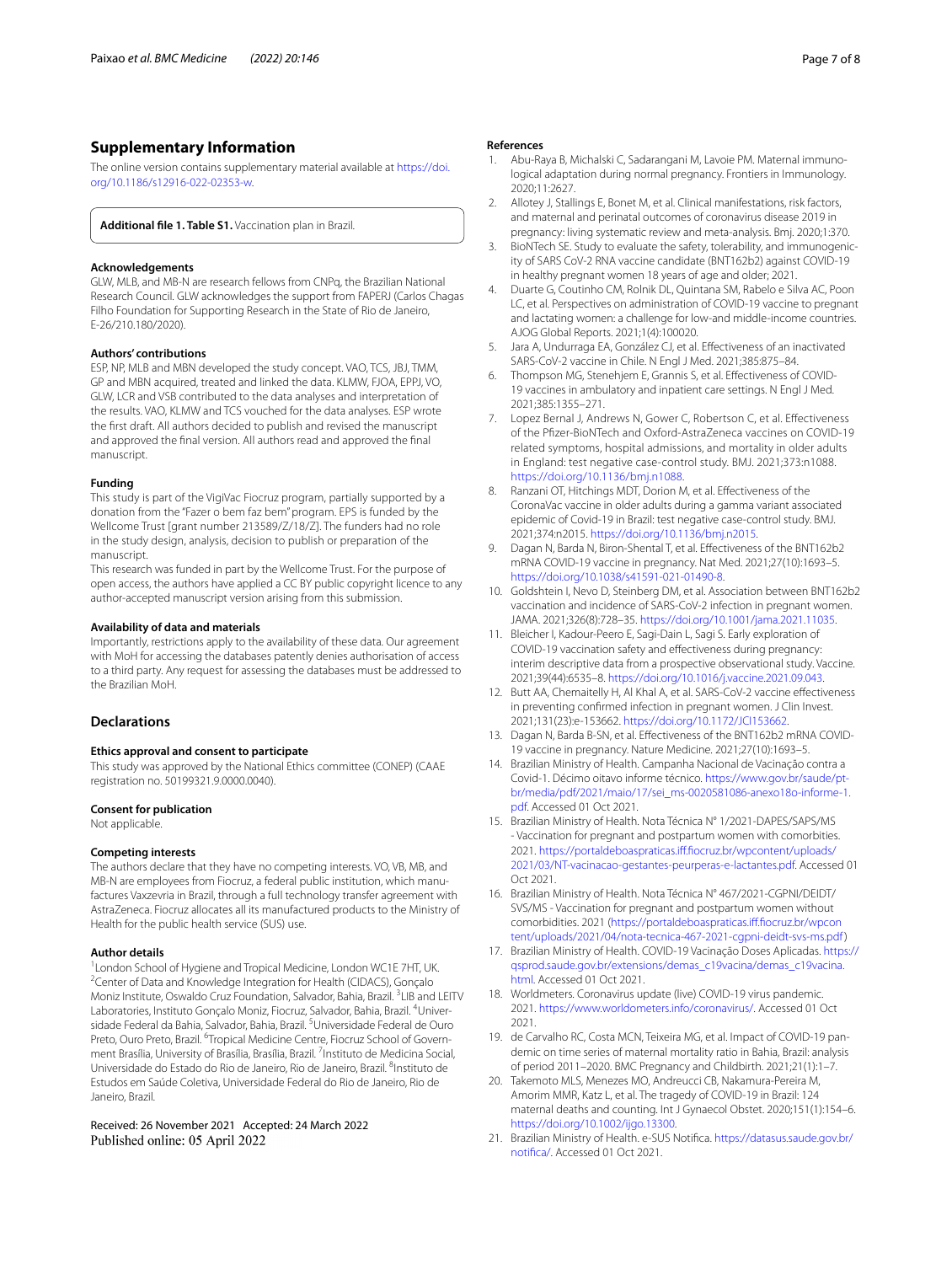## Supplementary Information

The online version contains supplementary material available at https://doi.org/10.1186/s12916-022-02353-w.

**Additional file 1. Table S1.** Vaccination plan in Brazil.

#### Acknowledgements

GLW, MLB, and MB-N are research fellows from CNPq, the Brazilian National Research Council. GLW acknowledges the support from FAPERJ (Carlos Chagas Filho Foundation for Supporting Research in the State of Rio de Janeiro, E-26/210.180/2020).

#### Authors' contributions

ESP, NP, MLB and MBN developed the study concept. VAO, TCS, JBJ, TMM, GP and MBN acquired, treated and linked the data. KLMW, FJOA, EPPJ, VO, GLW, LCR and VSB contributed to the data analyses and interpretation of the results. VAO, KLMW and TCS vouched for the data analyses. ESP wrote the first draft. All authors decided to publish and revised the manuscript and approved the final version. All authors read and approved the final manuscript.

#### Funding

This study is part of the VigiVac Fiocruz program, partially supported by a donation from the "Fazer o bem faz bem" program. EPS is funded by the Wellcome Trust [grant number 213589/Z/18/Z]. The funders had no role in the study design, analysis, decision to publish or preparation of the manuscript.

This research was funded in part by the Wellcome Trust. For the purpose of open access, the authors have applied a CC BY public copyright licence to any author-accepted manuscript version arising from this submission.

#### Availability of data and materials

Importantly, restrictions apply to the availability of these data. Our agreement with MoH for accessing the databases patently denies authorisation of access to a third party. Any request for assessing the databases must be addressed to the Brazilian MoH.

## Declarations

#### Ethics approval and consent to participate

This study was approved by the National Ethics committee (CONEP) (CAAE registration no. 50199321.9.0000.0040).

#### Consent for publication

Not applicable.

#### Competing interests

The authors declare that they have no competing interests. VO, VB, MB, and MB-N are employees from Fiocruz, a federal public institution, which manufactures Vaxzevria in Brazil, through a full technology transfer agreement with AstraZeneca. Fiocruz allocates all its manufactured products to the Ministry of Health for the public health service (SUS) use.

#### Author details

[1]London School of Hygiene and Tropical Medicine, London WC1E 7HT, UK. [2]Center of Data and Knowledge Integration for Health (CIDACS), Gonçalo Moniz Institute, Oswaldo Cruz Foundation, Salvador, Bahia, Brazil. [3]LIB and LEITV Laboratories, Instituto Gonçalo Moniz, Fiocruz, Salvador, Bahia, Brazil. [4]Universidade Federal da Bahia, Salvador, Bahia, Brazil. [5]Universidade Federal de Ouro Preto, Ouro Preto, Brazil. [6]Tropical Medicine Centre, Fiocruz School of Government Brasília, University of Brasília, Brasília, Brazil. [7]Instituto de Medicina Social, Universidade do Estado do Rio de Janeiro, Rio de Janeiro, Brazil. [8]Instituto de Estudos em Saúde Coletiva, Universidade Federal do Rio de Janeiro, Rio de Janeiro, Brazil.

Received: 26 November 2021 Accepted: 24 March 2022
Published online: 05 April 2022

#### References

1. Abu-Raya B, Michalski C, Sadarangani M, Lavoie PM. Maternal immunological adaptation during normal pregnancy. Frontiers in Immunology. 2020;11:2627.
2. Allotey J, Stallings E, Bonet M, et al. Clinical manifestations, risk factors, and maternal and perinatal outcomes of coronavirus disease 2019 in pregnancy: living systematic review and meta-analysis. Bmj. 2020;1:370.
3. BioNTech SE. Study to evaluate the safety, tolerability, and immunogenicity of SARS CoV-2 RNA vaccine candidate (BNT162b2) against COVID-19 in healthy pregnant women 18 years of age and older; 2021.
4. Duarte G, Coutinho CM, Rolnik DL, Quintana SM, Rabelo e Silva AC, Poon LC, et al. Perspectives on administration of COVID-19 vaccine to pregnant and lactating women: a challenge for low-and middle-income countries. AJOG Global Reports. 2021;1(4):100020.
5. Jara A, Undurraga EA, González CJ, et al. Effectiveness of an inactivated SARS-CoV-2 vaccine in Chile. N Engl J Med. 2021;385:875–84.
6. Thompson MG, Stenehjem E, Grannis S, et al. Effectiveness of COVID-19 vaccines in ambulatory and inpatient care settings. N Engl J Med. 2021;385:1355–271.
7. Lopez Bernal J, Andrews N, Gower C, Robertson C, et al. Effectiveness of the Pfizer-BioNTech and Oxford-AstraZeneca vaccines on COVID-19 related symptoms, hospital admissions, and mortality in older adults in England: test negative case-control study. BMJ. 2021;373:n1088. https://doi.org/10.1136/bmj.n1088.
8. Ranzani OT, Hitchings MDT, Dorion M, et al. Effectiveness of the CoronaVac vaccine in older adults during a gamma variant associated epidemic of Covid-19 in Brazil: test negative case-control study. BMJ. 2021;374:n2015. https://doi.org/10.1136/bmj.n2015.
9. Dagan N, Barda N, Biron-Shental T, et al. Effectiveness of the BNT162b2 mRNA COVID-19 vaccine in pregnancy. Nat Med. 2021;27(10):1693–5. https://doi.org/10.1038/s41591-021-01490-8.
10. Goldshtein I, Nevo D, Steinberg DM, et al. Association between BNT162b2 vaccination and incidence of SARS-CoV-2 infection in pregnant women. JAMA. 2021;326(8):728–35. https://doi.org/10.1001/jama.2021.11035.
11. Bleicher I, Kadour-Peero E, Sagi-Dain L, Sagi S. Early exploration of COVID-19 vaccination safety and effectiveness during pregnancy: interim descriptive data from a prospective observational study. Vaccine. 2021;39(44):6535–8. https://doi.org/10.1016/j.vaccine.2021.09.043.
12. Butt AA, Chemaitelly H, Al Khal A, et al. SARS-CoV-2 vaccine effectiveness in preventing confirmed infection in pregnant women. J Clin Invest. 2021;131(23):e-153662. https://doi.org/10.1172/JCI153662.
13. Dagan N, Barda B-SN, et al. Effectiveness of the BNT162b2 mRNA COVID-19 vaccine in pregnancy. Nature Medicine. 2021;27(10):1693–5.
14. Brazilian Ministry of Health. Campanha Nacional de Vacinação contra a Covid-1. Décimo oitavo informe técnico. https://www.gov.br/saude/pt-br/media/pdf/2021/maio/17/sei_ms-0020581086-anexo18o-informe-1.pdf. Accessed 01 Oct 2021.
15. Brazilian Ministry of Health. Nota Técnica N° 1/2021-DAPES/SAPS/MS - Vaccination for pregnant and postpartum women with comorbities. 2021. https://portaldeboaspraticas.iff.fiocruz.br/wpcontent/uploads/2021/03/NT-vacinacao-gestantes-peurperas-e-lactantes.pdf. Accessed 01 Oct 2021.
16. Brazilian Ministry of Health. Nota Técnica N° 467/2021-CGPNI/DEIDT/SVS/MS - Vaccination for pregnant and postpartum women without comorbidities. 2021 (https://portaldeboaspraticas.iff.fiocruz.br/wpcontent/uploads/2021/04/nota-tecnica-467-2021-cgpni-deidt-svs-ms.pdf)
17. Brazilian Ministry of Health. COVID-19 Vacinação Doses Aplicadas. https://qsprod.saude.gov.br/extensions/demas_c19vacina/demas_c19vacina.html. Accessed 01 Oct 2021.
18. Worldmeters. Coronavirus update (live) COVID-19 virus pandemic. 2021. https://www.worldometers.info/coronavirus/. Accessed 01 Oct 2021.
19. de Carvalho RC, Costa MCN, Teixeira MG, et al. Impact of COVID-19 pandemic on time series of maternal mortality ratio in Bahia, Brazil: analysis of period 2011–2020. BMC Pregnancy and Childbirth. 2021;21(1):1–7.
20. Takemoto MLS, Menezes MO, Andreucci CB, Nakamura-Pereira M, Amorim MMR, Katz L, et al. The tragedy of COVID-19 in Brazil: 124 maternal deaths and counting. Int J Gynaecol Obstet. 2020;151(1):154–6. https://doi.org/10.1002/ijgo.13300.
21. Brazilian Ministry of Health. e-SUS Notifica. https://datasus.saude.gov.br/notifica/. Accessed 01 Oct 2021.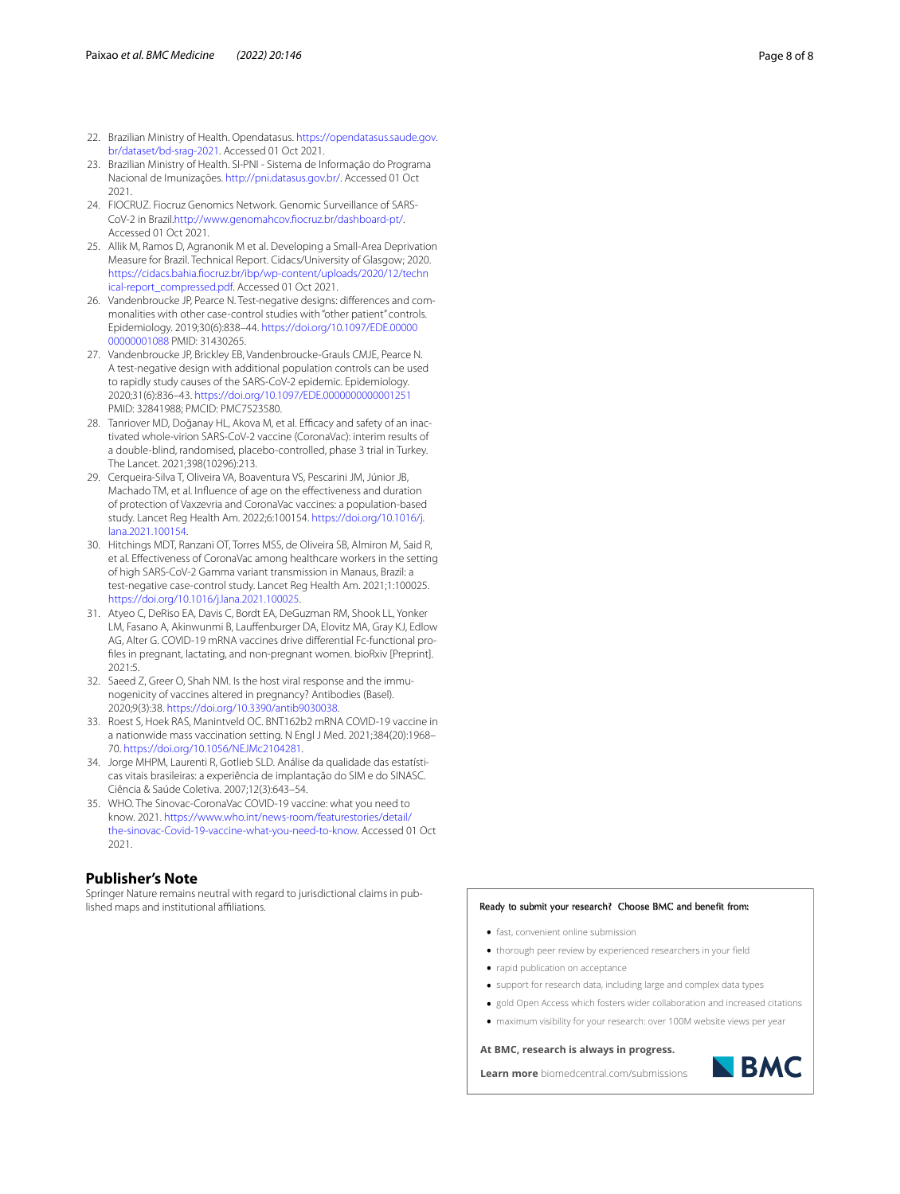22. Brazilian Ministry of Health. Opendatasus. https://opendatasus.saude.gov.br/dataset/bd-srag-2021. Accessed 01 Oct 2021.
23. Brazilian Ministry of Health. SI-PNI - Sistema de Informação do Programa Nacional de Imunizações. http://pni.datasus.gov.br/. Accessed 01 Oct 2021.
24. FIOCRUZ. Fiocruz Genomics Network. Genomic Surveillance of SARS-CoV-2 in Brazil.http://www.genomahcov.fiocruz.br/dashboard-pt/. Accessed 01 Oct 2021.
25. Allik M, Ramos D, Agranonik M et al. Developing a Small-Area Deprivation Measure for Brazil. Technical Report. Cidacs/University of Glasgow; 2020. https://cidacs.bahia.fiocruz.br/ibp/wp-content/uploads/2020/12/technical-report_compressed.pdf. Accessed 01 Oct 2021.
26. Vandenbroucke JP, Pearce N. Test-negative designs: differences and commonalities with other case-control studies with "other patient" controls. Epidemiology. 2019;30(6):838–44. https://doi.org/10.1097/EDE.0000000000001088 PMID: 31430265.
27. Vandenbroucke JP, Brickley EB, Vandenbroucke-Grauls CMJE, Pearce N. A test-negative design with additional population controls can be used to rapidly study causes of the SARS-CoV-2 epidemic. Epidemiology. 2020;31(6):836–43. https://doi.org/10.1097/EDE.0000000000001251 PMID: 32841988; PMCID: PMC7523580.
28. Tanriover MD, Doğanay HL, Akova M, et al. Efficacy and safety of an inactivated whole-virion SARS-CoV-2 vaccine (CoronaVac): interim results of a double-blind, randomised, placebo-controlled, phase 3 trial in Turkey. The Lancet. 2021;398(10296):213.
29. Cerqueira-Silva T, Oliveira VA, Boaventura VS, Pescarini JM, Júnior JB, Machado TM, et al. Influence of age on the effectiveness and duration of protection of Vaxzevria and CoronaVac vaccines: a population-based study. Lancet Reg Health Am. 2022;6:100154. https://doi.org/10.1016/j.lana.2021.100154.
30. Hitchings MDT, Ranzani OT, Torres MSS, de Oliveira SB, Almiron M, Said R, et al. Effectiveness of CoronaVac among healthcare workers in the setting of high SARS-CoV-2 Gamma variant transmission in Manaus, Brazil: a test-negative case-control study. Lancet Reg Health Am. 2021;1:100025. https://doi.org/10.1016/j.lana.2021.100025.
31. Atyeo C, DeRiso EA, Davis C, Bordt EA, DeGuzman RM, Shook LL, Yonker LM, Fasano A, Akinwunmi B, Lauffenburger DA, Elovitz MA, Gray KJ, Edlow AG, Alter G. COVID-19 mRNA vaccines drive differential Fc-functional profiles in pregnant, lactating, and non-pregnant women. bioRxiv [Preprint]. 2021:5.
32. Saeed Z, Greer O, Shah NM. Is the host viral response and the immunogenicity of vaccines altered in pregnancy? Antibodies (Basel). 2020;9(3):38. https://doi.org/10.3390/antib9030038.
33. Roest S, Hoek RAS, Manintveld OC. BNT162b2 mRNA COVID-19 vaccine in a nationwide mass vaccination setting. N Engl J Med. 2021;384(20):1968–70. https://doi.org/10.1056/NEJMc2104281.
34. Jorge MHPM, Laurenti R, Gotlieb SLD. Análise da qualidade das estatísticas vitais brasileiras: a experiência de implantação do SIM e do SINASC. Ciência & Saúde Coletiva. 2007;12(3):643–54.
35. WHO. The Sinovac-CoronaVac COVID-19 vaccine: what you need to know. 2021. https://www.who.int/news-room/featurestories/detail/the-sinovac-Covid-19-vaccine-what-you-need-to-know. Accessed 01 Oct 2021.

## Publisher's Note

Springer Nature remains neutral with regard to jurisdictional claims in published maps and institutional affiliations.

Ready to submit your research? Choose BMC and benefit from:

- fast, convenient online submission
- thorough peer review by experienced researchers in your field
- rapid publication on acceptance
- support for research data, including large and complex data types
- gold Open Access which fosters wider collaboration and increased citations
- maximum visibility for your research: over 100M website views per year

**At BMC, research is always in progress.**

**Learn more** biomedcentral.com/submissions

BMC